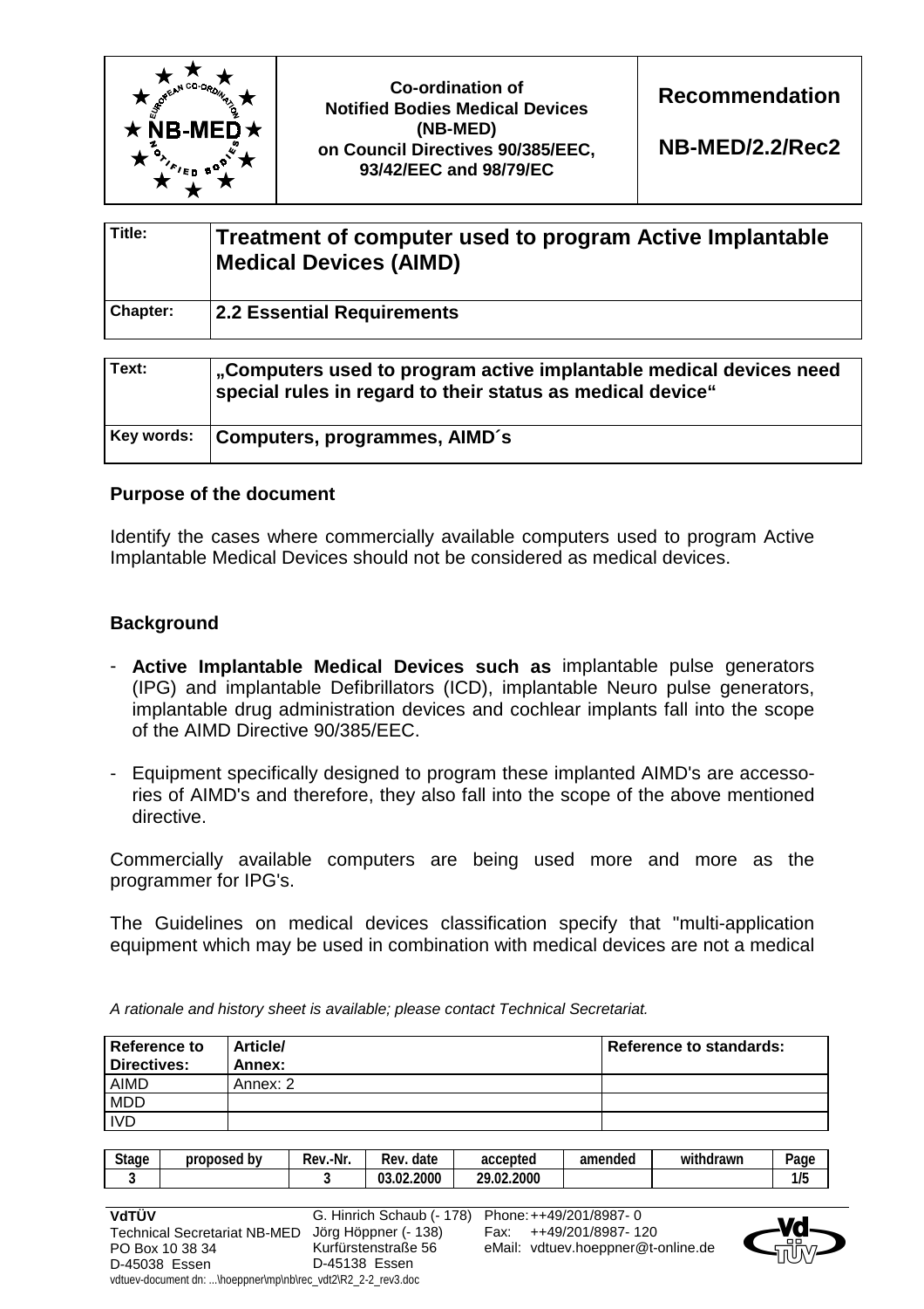| | Co-ordination of Notified Bodies Medical Devices (NB-MED) on Council Directives 90/385/EEC, 93/42/EEC and 98/79/EC | **Recommendation** **NB-MED/2.2/Rec2** |
|---|---|---|

| | |
|---|---|
| **Title:** | **Treatment of computer used to program Active Implantable Medical Devices (AIMD)** |
| **Chapter:** | **2.2 Essential Requirements** |

| | |
|---|---|
| **Text:** | **„Computers used to program active implantable medical devices need special rules in regard to their status as medical device“** |
| **Key words:** | **Computers, programmes, AIMD´s** |

## Purpose of the document

Identify the cases where commercially available computers used to program Active Implantable Medical Devices should not be considered as medical devices.

## Background

- **Active Implantable Medical Devices such as** implantable pulse generators (IPG) and implantable Defibrillators (ICD), implantable Neuro pulse generators, implantable drug administration devices and cochlear implants fall into the scope of the AIMD Directive 90/385/EEC.
- Equipment specifically designed to program these implanted AIMD's are accessories of AIMD's and therefore, they also fall into the scope of the above mentioned directive.

Commercially available computers are being used more and more as the programmer for IPG's.

The Guidelines on medical devices classification specify that "multi-application equipment which may be used in combination with medical devices are not a medical

*A rationale and history sheet is available; please contact Technical Secretariat.*

| Reference to Directives: | Article/ Annex: | Reference to standards: |
|---|---|---|
| AIMD | Annex: 2 | |
| MDD | | |
| IVD | | |

| Stage | proposed by | Rev.-Nr. | Rev. date | accepted | amended | withdrawn | Page |
|---|---|---|---|---|---|---|---|
| 3 | | 3 | 03.02.2000 | 29.02.2000 | | | 1/5 |

**VdTÜV**
Technical Secretariat NB-MED
PO Box 10 38 34
D-45038 Essen

G. Hinrich Schaub (- 178)
Jörg Höppner (- 138)
Kurfürstenstraße 56
D-45138 Essen

Phone: ++49/201/8987- 0
Fax: ++49/201/8987- 120
eMail: vdtuev.hoeppner@t-online.de

vdtuev-document dn: ...\hoeppner\mp\nb\rec_vdt2\R2_2-2_rev3.doc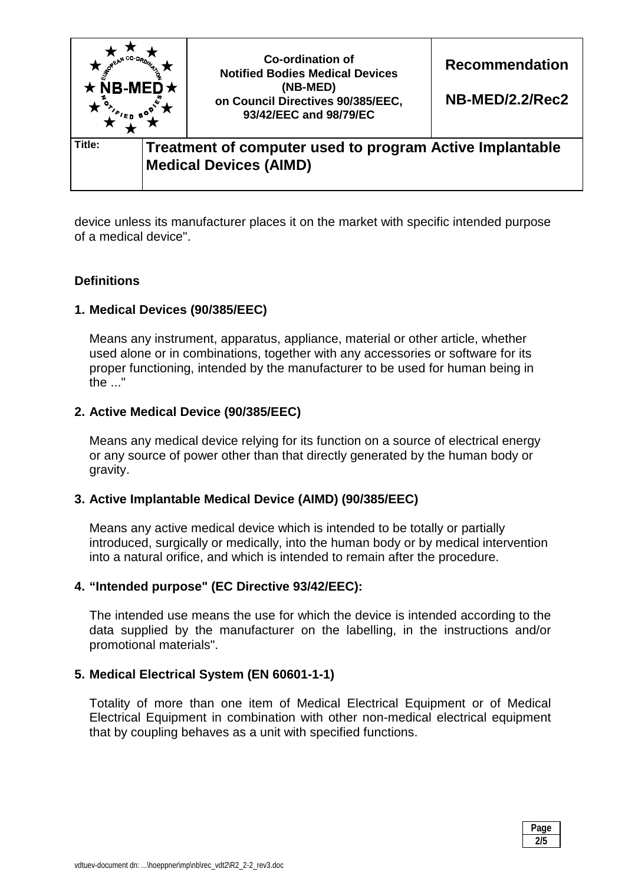device unless its manufacturer places it on the market with specific intended purpose of a medical device".

**Definitions**

**1. Medical Devices (90/385/EEC)**

Means any instrument, apparatus, appliance, material or other article, whether used alone or in combinations, together with any accessories or software for its proper functioning, intended by the manufacturer to be used for human being in the ..."

**2. Active Medical Device (90/385/EEC)**

Means any medical device relying for its function on a source of electrical energy or any source of power other than that directly generated by the human body or gravity.

**3. Active Implantable Medical Device (AIMD) (90/385/EEC)**

Means any active medical device which is intended to be totally or partially introduced, surgically or medically, into the human body or by medical intervention into a natural orifice, and which is intended to remain after the procedure.

**4. "Intended purpose" (EC Directive 93/42/EEC):**

The intended use means the use for which the device is intended according to the data supplied by the manufacturer on the labelling, in the instructions and/or promotional materials".

**5. Medical Electrical System (EN 60601-1-1)**

Totality of more than one item of Medical Electrical Equipment or of Medical Electrical Equipment in combination with other non-medical electrical equipment that by coupling behaves as a unit with specified functions.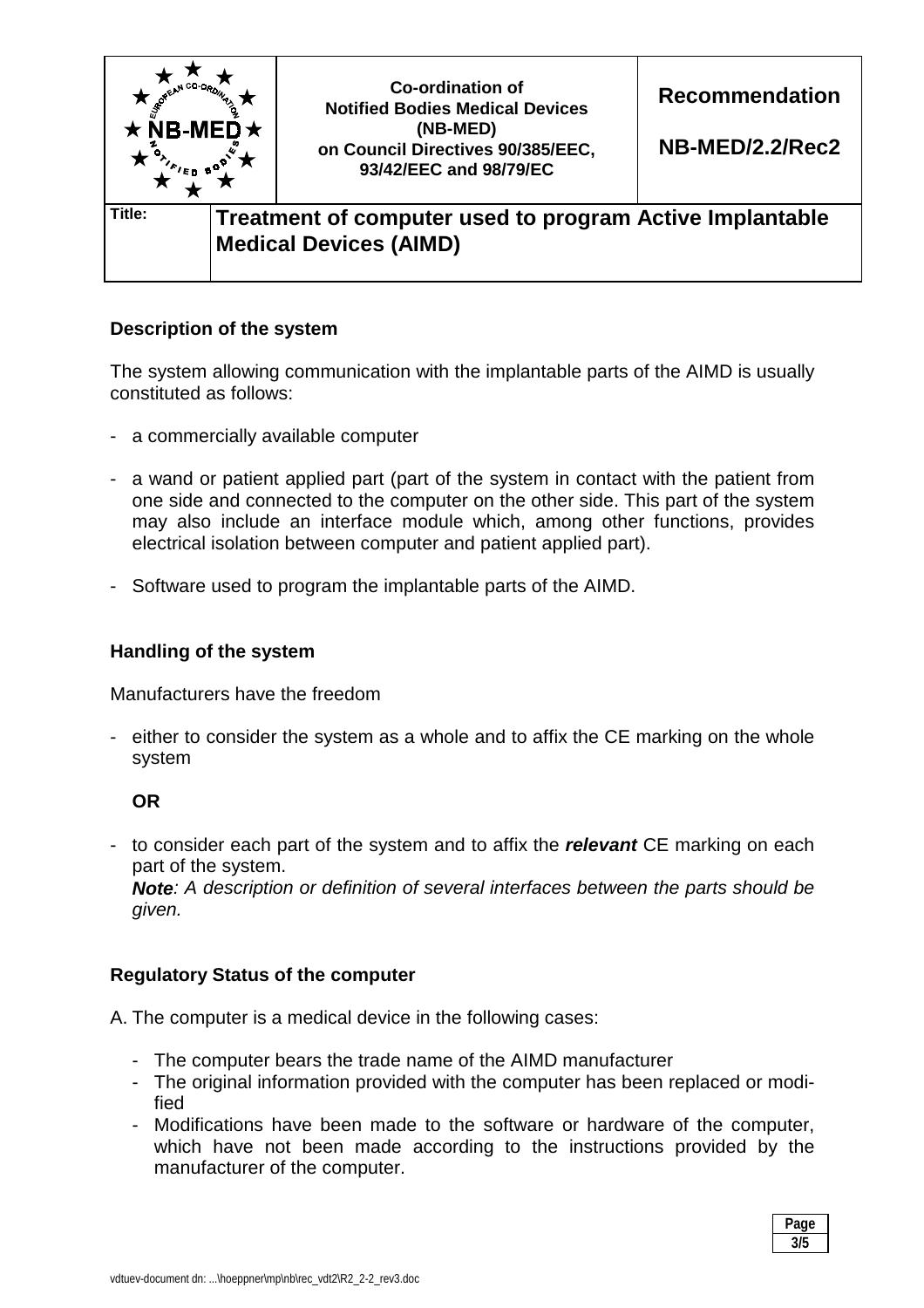| | Co-ordination of Notified Bodies Medical Devices (NB-MED) on Council Directives 90/385/EEC, 93/42/EEC and 98/79/EC | Recommendation NB-MED/2.2/Rec2 |
|---|---|---|
| **Title:** | **Treatment of computer used to program Active Implantable Medical Devices (AIMD)** | |

## Description of the system

The system allowing communication with the implantable parts of the AIMD is usually constituted as follows:

- a commercially available computer
- a wand or patient applied part (part of the system in contact with the patient from one side and connected to the computer on the other side. This part of the system may also include an interface module which, among other functions, provides electrical isolation between computer and patient applied part).
- Software used to program the implantable parts of the AIMD.

## Handling of the system

Manufacturers have the freedom

- either to consider the system as a whole and to affix the CE marking on the whole system

  **OR**

- to consider each part of the system and to affix the ***relevant*** CE marking on each part of the system.
  ***Note****: A description or definition of several interfaces between the parts should be given.*

## Regulatory Status of the computer

A. The computer is a medical device in the following cases:

- The computer bears the trade name of the AIMD manufacturer
- The original information provided with the computer has been replaced or modified
- Modifications have been made to the software or hardware of the computer, which have not been made according to the instructions provided by the manufacturer of the computer.

vdtuev-document dn: ...\hoeppner\mp\nb\rec_vdt2\R2_2-2_rev3.doc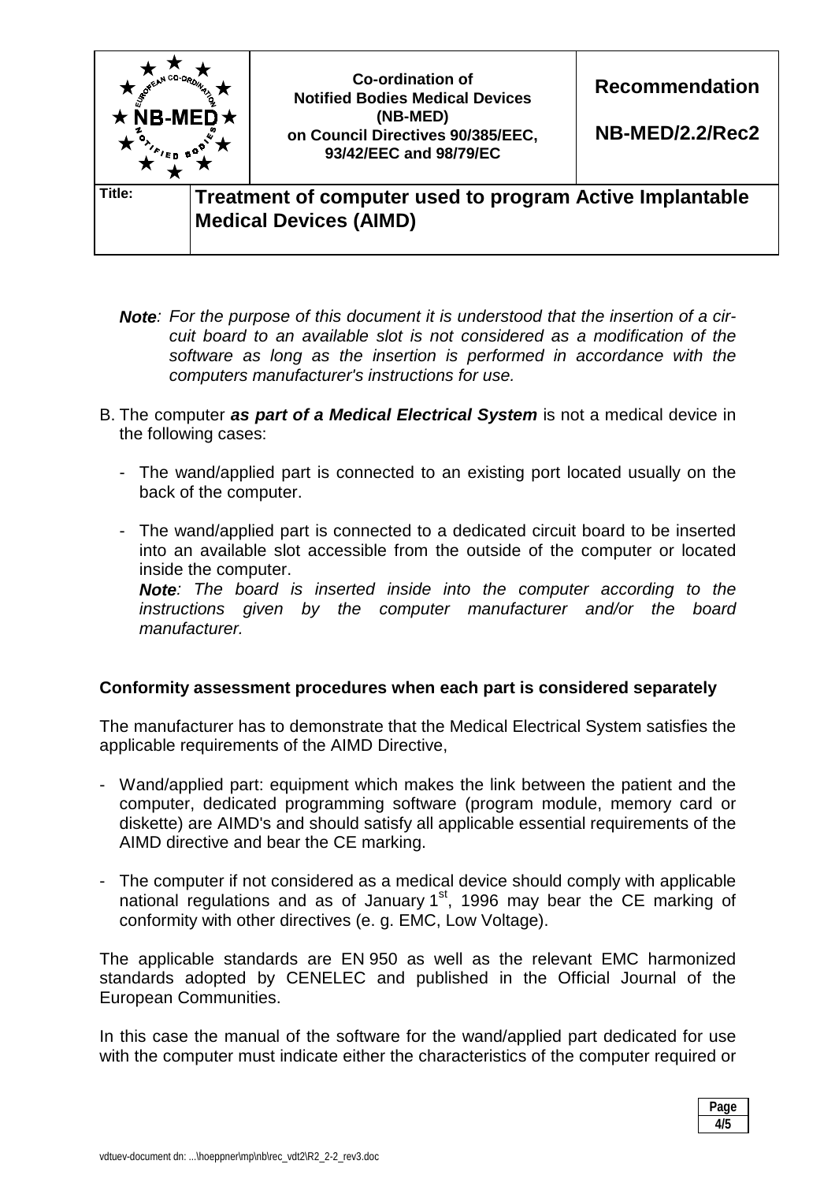*__Note__: For the purpose of this document it is understood that the insertion of a circuit board to an available slot is not considered as a modification of the software as long as the insertion is performed in accordance with the computers manufacturer's instructions for use.*

B. The computer ***as part of a Medical Electrical System*** is not a medical device in the following cases:

- The wand/applied part is connected to an existing port located usually on the back of the computer.

- The wand/applied part is connected to a dedicated circuit board to be inserted into an available slot accessible from the outside of the computer or located inside the computer.
  *__Note__: The board is inserted inside into the computer according to the instructions given by the computer manufacturer and/or the board manufacturer.*

**Conformity assessment procedures when each part is considered separately**

The manufacturer has to demonstrate that the Medical Electrical System satisfies the applicable requirements of the AIMD Directive,

- Wand/applied part: equipment which makes the link between the patient and the computer, dedicated programming software (program module, memory card or diskette) are AIMD's and should satisfy all applicable essential requirements of the AIMD directive and bear the CE marking.

- The computer if not considered as a medical device should comply with applicable national regulations and as of January 1st, 1996 may bear the CE marking of conformity with other directives (e. g. EMC, Low Voltage).

The applicable standards are EN 950 as well as the relevant EMC harmonized standards adopted by CENELEC and published in the Official Journal of the European Communities.

In this case the manual of the software for the wand/applied part dedicated for use with the computer must indicate either the characteristics of the computer required or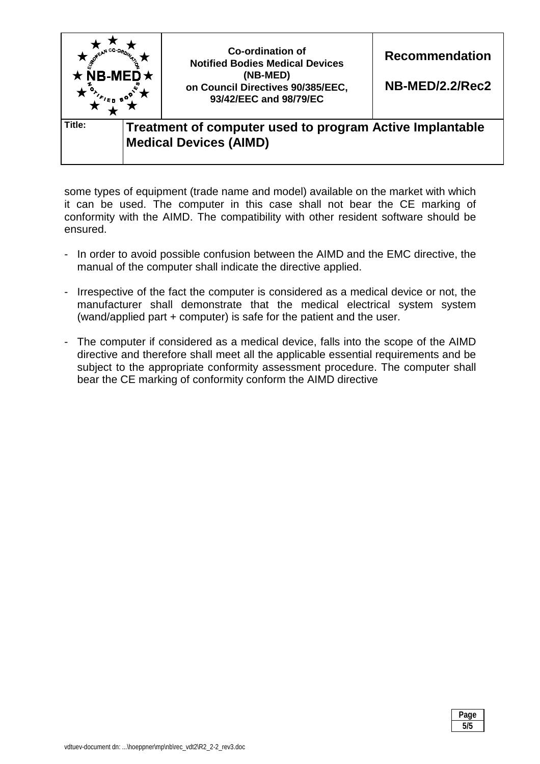some types of equipment (trade name and model) available on the market with which it can be used. The computer in this case shall not bear the CE marking of conformity with the AIMD. The compatibility with other resident software should be ensured.

- In order to avoid possible confusion between the AIMD and the EMC directive, the manual of the computer shall indicate the directive applied.

- Irrespective of the fact the computer is considered as a medical device or not, the manufacturer shall demonstrate that the medical electrical system system (wand/applied part + computer) is safe for the patient and the user.

- The computer if considered as a medical device, falls into the scope of the AIMD directive and therefore shall meet all the applicable essential requirements and be subject to the appropriate conformity assessment procedure. The computer shall bear the CE marking of conformity conform the AIMD directive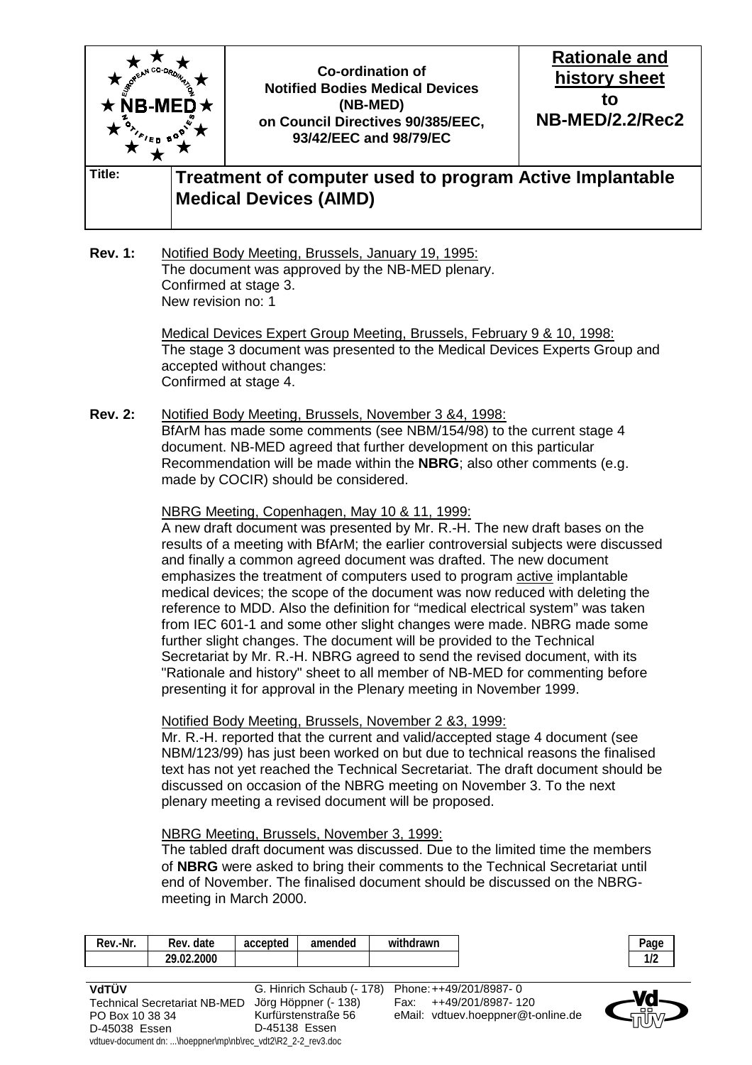| | Co-ordination of Notified Bodies Medical Devices (NB-MED) on Council Directives 90/385/EEC, 93/42/EEC and 98/79/EC | **Rationale and history sheet to NB-MED/2.2/Rec2** |
|---|---|---|

**Title:** **Treatment of computer used to program Active Implantable Medical Devices (AIMD)**

**Rev. 1:** Notified Body Meeting, Brussels, January 19, 1995:
The document was approved by the NB-MED plenary.
Confirmed at stage 3.
New revision no: 1

Medical Devices Expert Group Meeting, Brussels, February 9 & 10, 1998:
The stage 3 document was presented to the Medical Devices Experts Group and accepted without changes:
Confirmed at stage 4.

**Rev. 2:** Notified Body Meeting, Brussels, November 3 &4, 1998:
BfArM has made some comments (see NBM/154/98) to the current stage 4 document. NB-MED agreed that further development on this particular Recommendation will be made within the **NBRG**; also other comments (e.g. made by COCIR) should be considered.

NBRG Meeting, Copenhagen, May 10 & 11, 1999:
A new draft document was presented by Mr. R.-H. The new draft bases on the results of a meeting with BfArM; the earlier controversial subjects were discussed and finally a common agreed document was drafted. The new document emphasizes the treatment of computers used to program active implantable medical devices; the scope of the document was now reduced with deleting the reference to MDD. Also the definition for "medical electrical system" was taken from IEC 601-1 and some other slight changes were made. NBRG made some further slight changes. The document will be provided to the Technical Secretariat by Mr. R.-H. NBRG agreed to send the revised document, with its "Rationale and history" sheet to all member of NB-MED for commenting before presenting it for approval in the Plenary meeting in November 1999.

Notified Body Meeting, Brussels, November 2 &3, 1999:
Mr. R.-H. reported that the current and valid/accepted stage 4 document (see NBM/123/99) has just been worked on but due to technical reasons the finalised text has not yet reached the Technical Secretariat. The draft document should be discussed on occasion of the NBRG meeting on November 3. To the next plenary meeting a revised document will be proposed.

NBRG Meeting, Brussels, November 3, 1999:
The tabled draft document was discussed. Due to the limited time the members of **NBRG** were asked to bring their comments to the Technical Secretariat until end of November. The finalised document should be discussed on the NBRG-meeting in March 2000.

| Rev.-Nr. | Rev. date | accepted | amended | withdrawn |
|---|---|---|---|---|
| | 29.02.2000 | | | |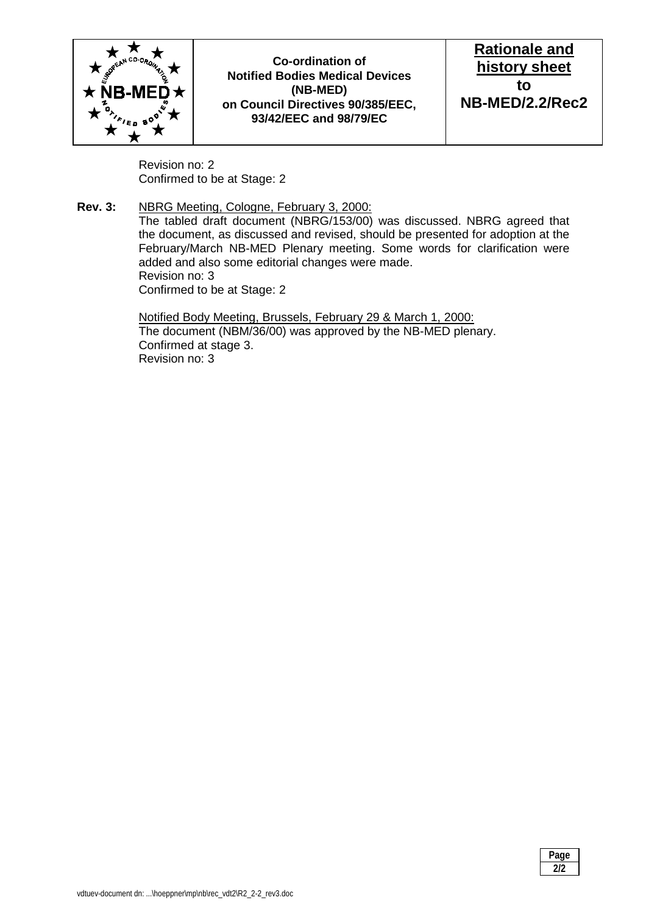Revision no: 2
Confirmed to be at Stage: 2

**Rev. 3:** NBRG Meeting, Cologne, February 3, 2000:
The tabled draft document (NBRG/153/00) was discussed. NBRG agreed that the document, as discussed and revised, should be presented for adoption at the February/March NB-MED Plenary meeting. Some words for clarification were added and also some editorial changes were made.
Revision no: 3
Confirmed to be at Stage: 2

Notified Body Meeting, Brussels, February 29 & March 1, 2000:
The document (NBM/36/00) was approved by the NB-MED plenary.
Confirmed at stage 3.
Revision no: 3